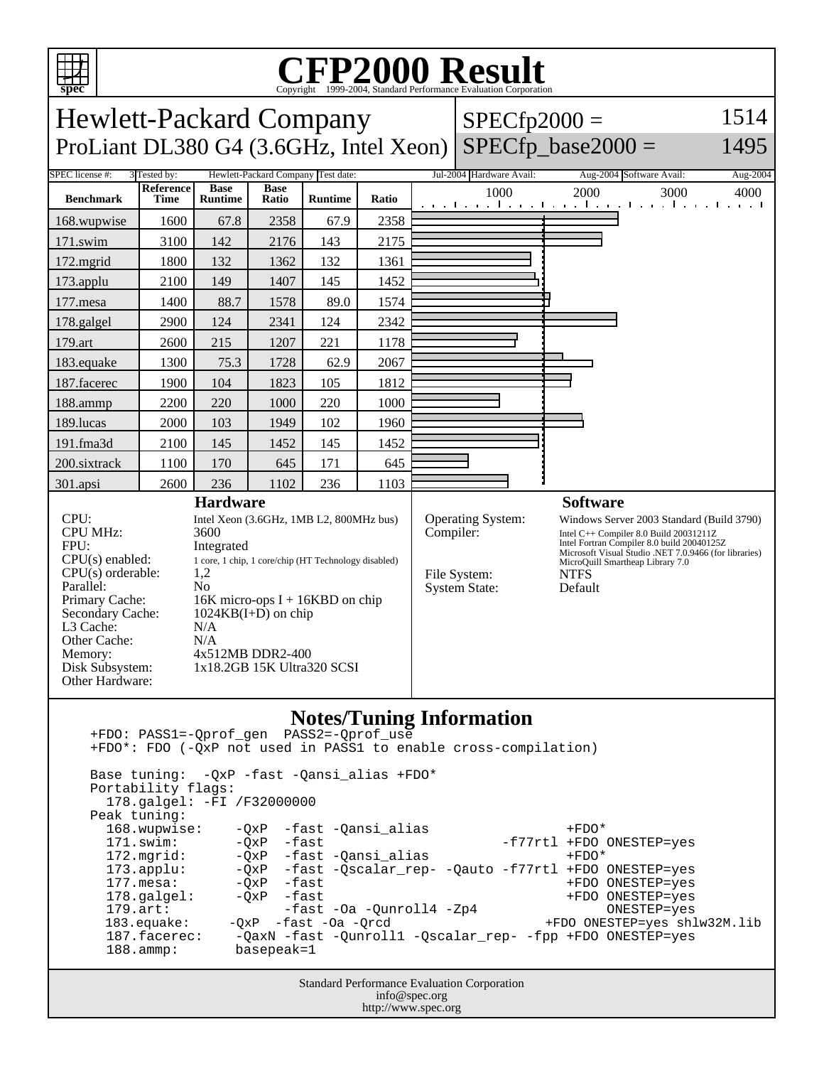# CFP2000 Result

Copyright 1999-2004, Standard Performance Evaluation Corporation

## Hewlett-Packard Company
## ProLiant DL380 G4 (3.6GHz, Intel Xeon)

SPECfp2000 = 1514

SPECfp_base2000 = 1495

| SPEC license #: | 3 | Tested by: | Hewlett-Packard Company | Test date: | Jul-2004 | Hardware Avail: | Aug-2004 | Software Avail: | Aug-2004 |
|---|---|---|---|---|---|---|---|---|---|

| Benchmark | Reference Time | Base Runtime | Base Ratio | Runtime | Ratio |
|---|---|---|---|---|---|
| 168.wupwise | 1600 | 67.8 | 2358 | 67.9 | 2358 |
| 171.swim | 3100 | 142 | 2176 | 143 | 2175 |
| 172.mgrid | 1800 | 132 | 1362 | 132 | 1361 |
| 173.applu | 2100 | 149 | 1407 | 145 | 1452 |
| 177.mesa | 1400 | 88.7 | 1578 | 89.0 | 1574 |
| 178.galgel | 2900 | 124 | 2341 | 124 | 2342 |
| 179.art | 2600 | 215 | 1207 | 221 | 1178 |
| 183.equake | 1300 | 75.3 | 1728 | 62.9 | 2067 |
| 187.facerec | 1900 | 104 | 1823 | 105 | 1812 |
| 188.ammp | 2200 | 220 | 1000 | 220 | 1000 |
| 189.lucas | 2000 | 103 | 1949 | 102 | 1960 |
| 191.fma3d | 2100 | 145 | 1452 | 145 | 1452 |
| 200.sixtrack | 1100 | 170 | 645 | 171 | 645 |
| 301.apsi | 2600 | 236 | 1102 | 236 | 1103 |

### Hardware

| | |
|---|---|
| CPU: | Intel Xeon (3.6GHz, 1MB L2, 800MHz bus) |
| CPU MHz: | 3600 |
| FPU: | Integrated |
| CPU(s) enabled: | 1 core, 1 chip, 1 core/chip (HT Technology disabled) |
| CPU(s) orderable: | 1,2 |
| Parallel: | No |
| Primary Cache: | 16K micro-ops I + 16KBD on chip |
| Secondary Cache: | 1024KB(I+D) on chip |
| L3 Cache: | N/A |
| Other Cache: | N/A |
| Memory: | 4x512MB DDR2-400 |
| Disk Subsystem: | 1x18.2GB 15K Ultra320 SCSI |
| Other Hardware: | |

### Software

| | |
|---|---|
| Operating System: | Windows Server 2003 Standard (Build 3790) |
| Compiler: | Intel C++ Compiler 8.0 Build 20031211Z<br>Intel Fortran Compiler 8.0 build 20040125Z<br>Microsoft Visual Studio .NET 7.0.9466 (for libraries)<br>MicroQuill Smartheap Library 7.0 |
| File System: | NTFS |
| System State: | Default |

### Notes/Tuning Information

```
+FDO: PASS1=-Qprof_gen  PASS2=-Qprof_use
+FDO*: FDO (-QxP not used in PASS1 to enable cross-compilation)

Base tuning:  -QxP -fast -Qansi_alias +FDO*
Portability flags:
  178.galgel: -FI /F32000000
Peak tuning:
  168.wupwise:    -QxP  -fast -Qansi_alias                +FDO*
  171.swim:       -QxP  -fast                       -f77rtl +FDO ONESTEP=yes
  172.mgrid:      -QxP  -fast -Qansi_alias                +FDO*
  173.applu:      -QxP  -fast -Qscalar_rep- -Qauto -f77rtl +FDO ONESTEP=yes
  177.mesa:       -QxP  -fast                             +FDO ONESTEP=yes
  178.galgel:     -QxP  -fast                             +FDO ONESTEP=yes
  179.art:              -fast -Oa -Qunroll4 -Zp4               ONESTEP=yes
  183.equake:    -QxP  -fast -Oa -Qrcd                 +FDO ONESTEP=yes shlw32M.lib
  187.facerec:    -QaxN -fast -Qunroll1 -Qscalar_rep- -fpp +FDO ONESTEP=yes
  188.ammp:       basepeak=1
```

Standard Performance Evaluation Corporation
info@spec.org
http://www.spec.org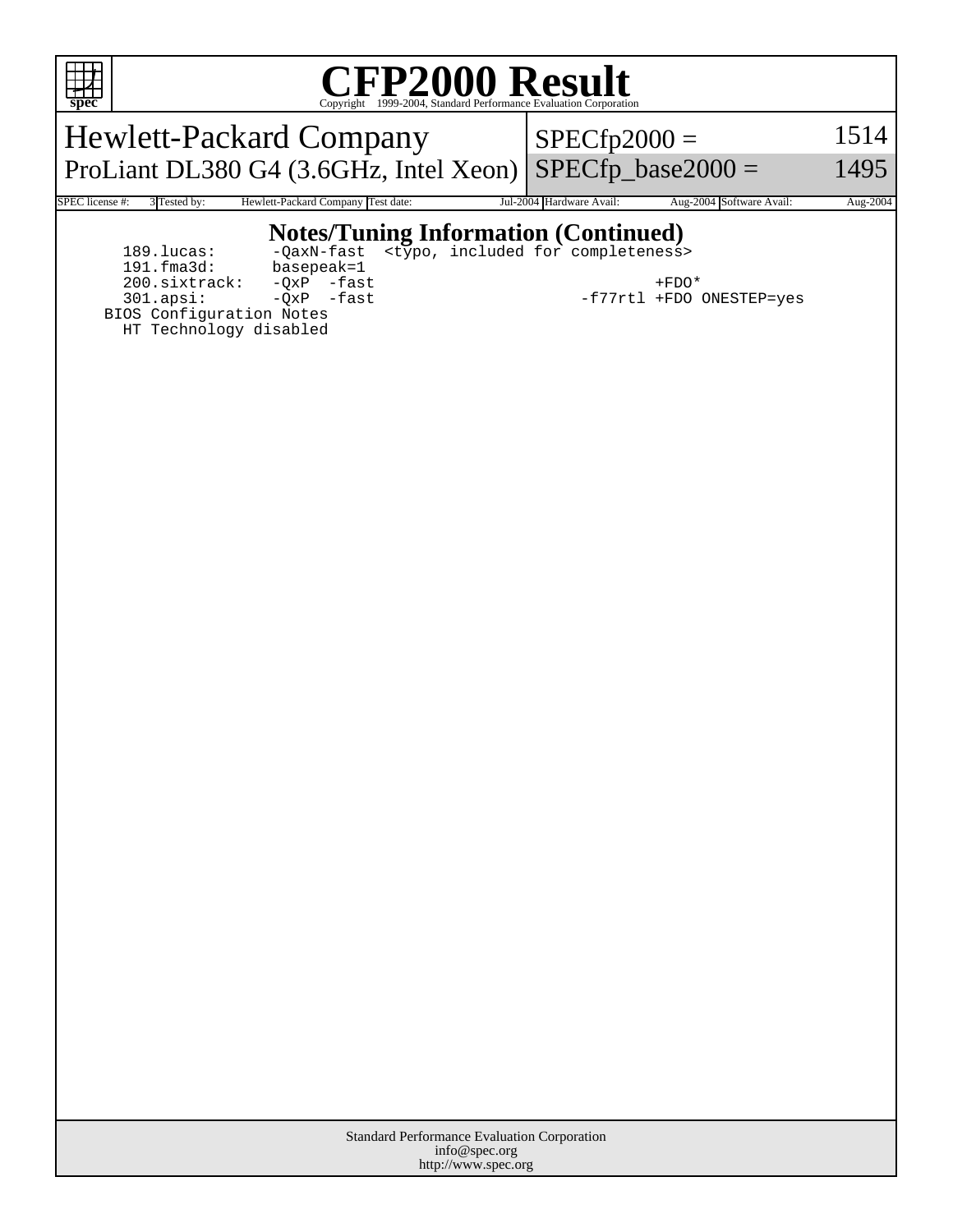# CFP2000 Result

Copyright 1999-2004, Standard Performance Evaluation Corporation

## Hewlett-Packard Company

ProLiant DL380 G4 (3.6GHz, Intel Xeon)

SPECfp2000 = 1514

SPECfp_base2000 = 1495

| SPEC license #: | 3 | Tested by: | Hewlett-Packard Company | Test date: | Jul-2004 | Hardware Avail: | Aug-2004 | Software Avail: | Aug-2004 |
|---|---|---|---|---|---|---|---|---|---|

### Notes/Tuning Information (Continued)

```
      189.lucas:      -QaxN-fast  <typo, included for completeness>
      191.fma3d:      basepeak=1
      200.sixtrack:   -QxP  -fast                             +FDO*
      301.apsi:       -QxP  -fast                     -f77rtl +FDO ONESTEP=yes
    BIOS Configuration Notes
      HT Technology disabled
```

Standard Performance Evaluation Corporation
info@spec.org
http://www.spec.org